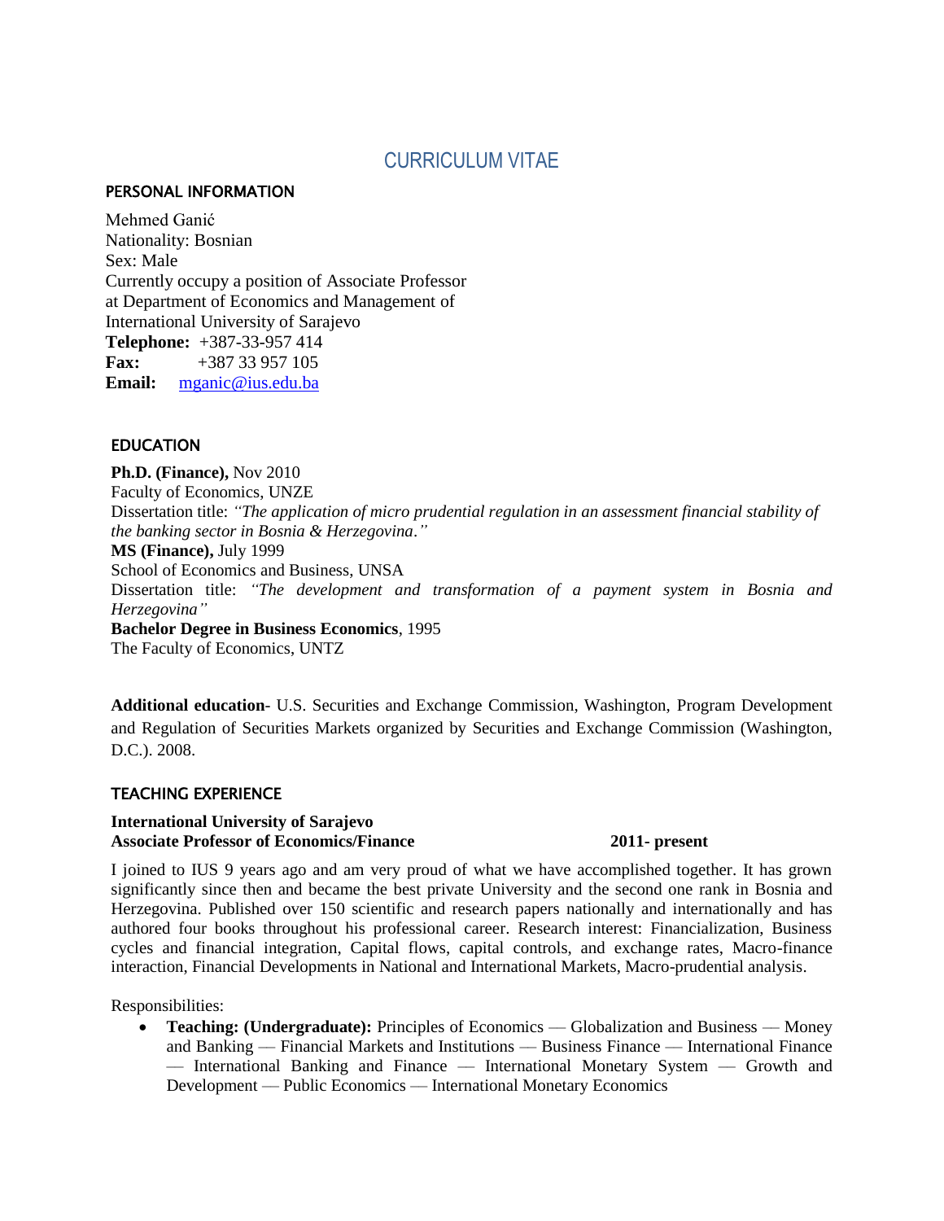# CURRICULUM VITAE

## PERSONAL INFORMATION

Mehmed Ganić
Nationality: Bosnian
Sex: Male
Currently occupy a position of Associate Professor at Department of Economics and Management of International University of Sarajevo
**Telephone:** +387-33-957 414
**Fax:** +387 33 957 105
**Email:** mganic@ius.edu.ba

## EDUCATION

**Ph.D. (Finance),** Nov 2010
Faculty of Economics, UNZE
Dissertation title: *"The application of micro prudential regulation in an assessment financial stability of the banking sector in Bosnia & Herzegovina."*
**MS (Finance),** July 1999
School of Economics and Business, UNSA
Dissertation title: *"The development and transformation of a payment system in Bosnia and Herzegovina"*
**Bachelor Degree in Business Economics**, 1995
The Faculty of Economics, UNTZ

**Additional education**- U.S. Securities and Exchange Commission, Washington, Program Development and Regulation of Securities Markets organized by Securities and Exchange Commission (Washington, D.C.). 2008.

## TEACHING EXPERIENCE

**International University of Sarajevo**
**Associate Professor of Economics/Finance** **2011- present**

I joined to IUS 9 years ago and am very proud of what we have accomplished together. It has grown significantly since then and became the best private University and the second one rank in Bosnia and Herzegovina. Published over 150 scientific and research papers nationally and internationally and has authored four books throughout his professional career. Research interest: Financialization, Business cycles and financial integration, Capital flows, capital controls, and exchange rates, Macro-finance interaction, Financial Developments in National and International Markets, Macro-prudential analysis.

Responsibilities:

- **Teaching: (Undergraduate):** Principles of Economics — Globalization and Business — Money and Banking — Financial Markets and Institutions — Business Finance — International Finance — International Banking and Finance — International Monetary System — Growth and Development — Public Economics — International Monetary Economics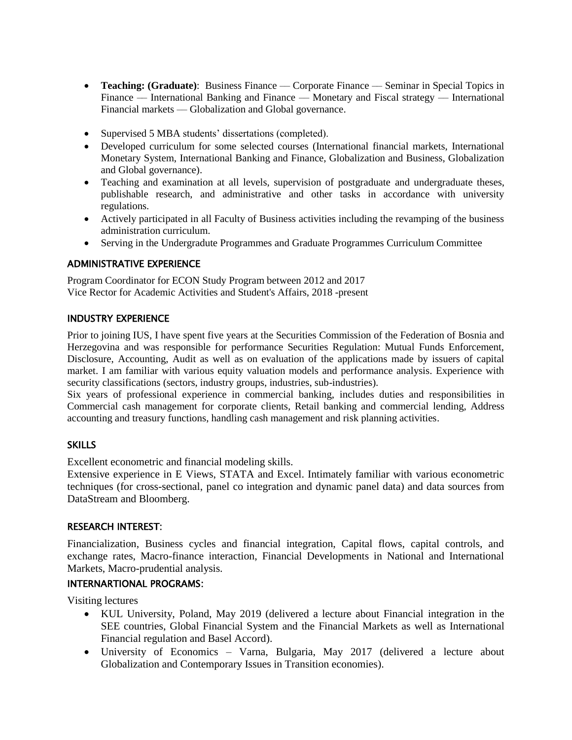- **Teaching: (Graduate)**: Business Finance — Corporate Finance — Seminar in Special Topics in Finance — International Banking and Finance — Monetary and Fiscal strategy — International Financial markets — Globalization and Global governance.

- Supervised 5 MBA students' dissertations (completed).
- Developed curriculum for some selected courses (International financial markets, International Monetary System, International Banking and Finance, Globalization and Business, Globalization and Global governance).
- Teaching and examination at all levels, supervision of postgraduate and undergraduate theses, publishable research, and administrative and other tasks in accordance with university regulations.
- Actively participated in all Faculty of Business activities including the revamping of the business administration curriculum.
- Serving in the Undergradute Programmes and Graduate Programmes Curriculum Committee

## ADMINISTRATIVE EXPERIENCE

Program Coordinator for ECON Study Program between 2012 and 2017
Vice Rector for Academic Activities and Student's Affairs, 2018 -present

## INDUSTRY EXPERIENCE

Prior to joining IUS, I have spent five years at the Securities Commission of the Federation of Bosnia and Herzegovina and was responsible for performance Securities Regulation: Mutual Funds Enforcement, Disclosure, Accounting, Audit as well as on evaluation of the applications made by issuers of capital market. I am familiar with various equity valuation models and performance analysis. Experience with security classifications (sectors, industry groups, industries, sub-industries).
Six years of professional experience in commercial banking, includes duties and responsibilities in Commercial cash management for corporate clients, Retail banking and commercial lending, Address accounting and treasury functions, handling cash management and risk planning activities.

## SKILLS

Excellent econometric and financial modeling skills.
Extensive experience in E Views, STATA and Excel. Intimately familiar with various econometric techniques (for cross-sectional, panel co integration and dynamic panel data) and data sources from DataStream and Bloomberg.

## RESEARCH INTEREST:

Financialization, Business cycles and financial integration, Capital flows, capital controls, and exchange rates, Macro-finance interaction, Financial Developments in National and International Markets, Macro-prudential analysis.

## INTERNARTIONAL PROGRAMS:

Visiting lectures

- KUL University, Poland, May 2019 (delivered a lecture about Financial integration in the SEE countries, Global Financial System and the Financial Markets as well as International Financial regulation and Basel Accord).
- University of Economics – Varna, Bulgaria, May 2017 (delivered a lecture about Globalization and Contemporary Issues in Transition economies).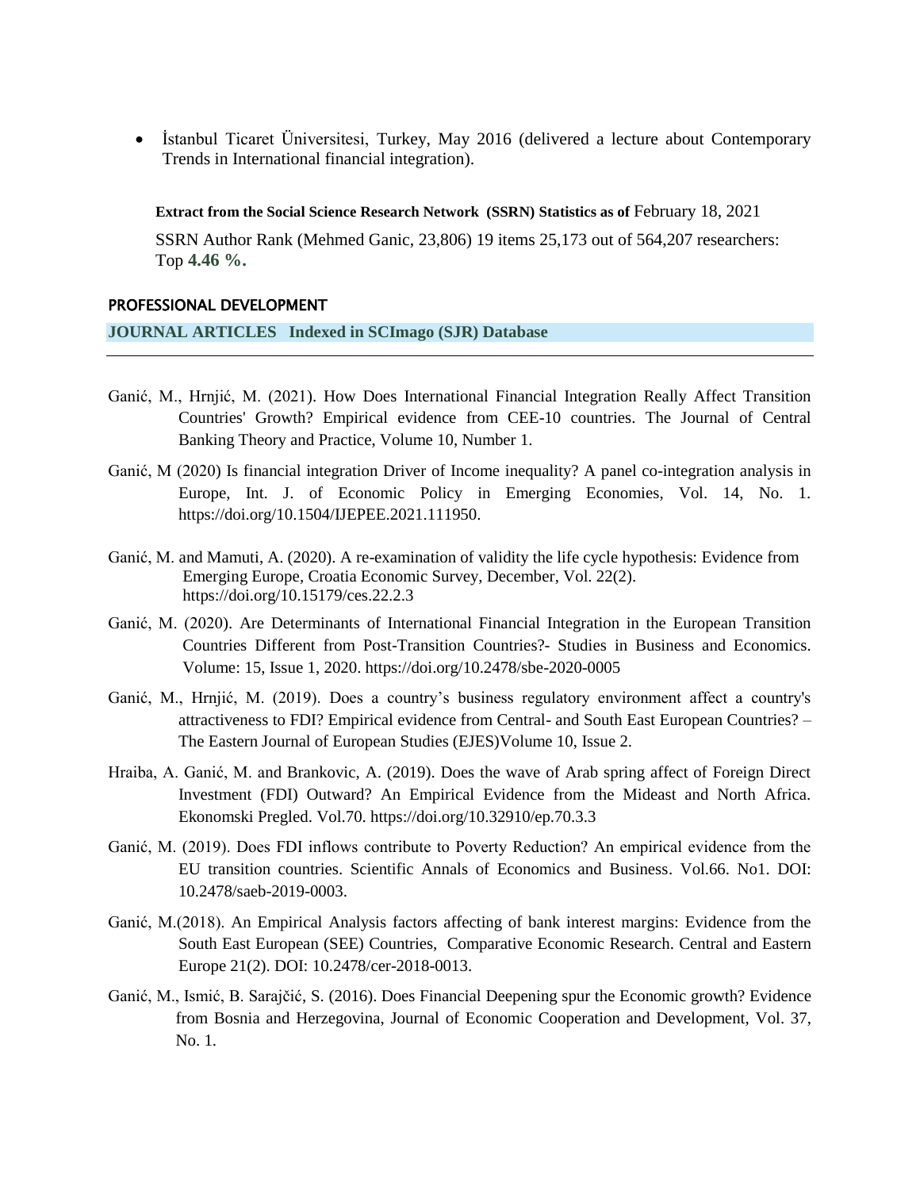- İstanbul Ticaret Üniversitesi, Turkey, May 2016 (delivered a lecture about Contemporary Trends in International financial integration).

**Extract from the Social Science Research Network (SSRN) Statistics as of** February 18, 2021

SSRN Author Rank (Mehmed Ganic, 23,806) 19 items 25,173 out of 564,207 researchers: Top **4.46 %.**

## PROFESSIONAL DEVELOPMENT

### JOURNAL ARTICLES Indexed in SCImago (SJR) Database

Ganić, M., Hrnjić, M. (2021). How Does International Financial Integration Really Affect Transition Countries' Growth? Empirical evidence from CEE-10 countries. The Journal of Central Banking Theory and Practice, Volume 10, Number 1.

Ganić, M (2020) Is financial integration Driver of Income inequality? A panel co-integration analysis in Europe, Int. J. of Economic Policy in Emerging Economies, Vol. 14, No. 1. https://doi.org/10.1504/IJEPEE.2021.111950.

Ganić, M. and Mamuti, A. (2020). A re-examination of validity the life cycle hypothesis: Evidence from Emerging Europe, Croatia Economic Survey, December, Vol. 22(2). https://doi.org/10.15179/ces.22.2.3

Ganić, M. (2020). Are Determinants of International Financial Integration in the European Transition Countries Different from Post-Transition Countries?- Studies in Business and Economics. Volume: 15, Issue 1, 2020. https://doi.org/10.2478/sbe-2020-0005

Ganić, M., Hrnjić, M. (2019). Does a country's business regulatory environment affect a country's attractiveness to FDI? Empirical evidence from Central- and South East European Countries? – The Eastern Journal of European Studies (EJES)Volume 10, Issue 2.

Hraiba, A. Ganić, M. and Brankovic, A. (2019). Does the wave of Arab spring affect of Foreign Direct Investment (FDI) Outward? An Empirical Evidence from the Mideast and North Africa. Ekonomski Pregled. Vol.70. https://doi.org/10.32910/ep.70.3.3

Ganić, M. (2019). Does FDI inflows contribute to Poverty Reduction? An empirical evidence from the EU transition countries. Scientific Annals of Economics and Business. Vol.66. No1. DOI: 10.2478/saeb-2019-0003.

Ganić, M.(2018). An Empirical Analysis factors affecting of bank interest margins: Evidence from the South East European (SEE) Countries, Comparative Economic Research. Central and Eastern Europe 21(2). DOI: 10.2478/cer-2018-0013.

Ganić, M., Ismić, B. Sarajčić, S. (2016). Does Financial Deepening spur the Economic growth? Evidence from Bosnia and Herzegovina, Journal of Economic Cooperation and Development, Vol. 37, No. 1.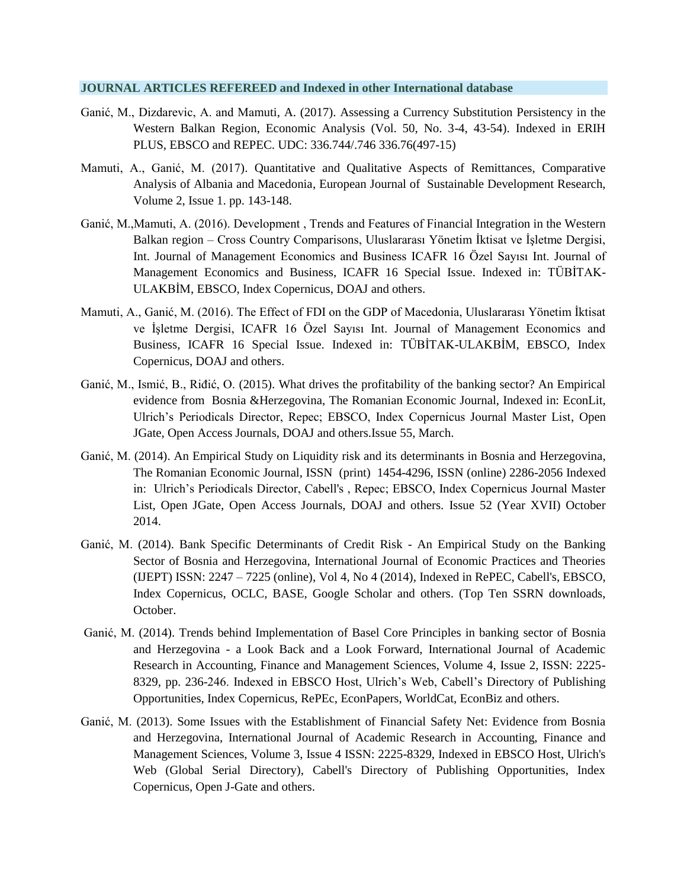**JOURNAL ARTICLES REFEREED and Indexed in other International database**

Ganić, M., Dizdarevic, A. and Mamuti, A. (2017). Assessing a Currency Substitution Persistency in the Western Balkan Region, Economic Analysis (Vol. 50, No. 3-4, 43-54). Indexed in ERIH PLUS, EBSCO and REPEC. UDC: 336.744/.746 336.76(497-15)

Mamuti, A., Ganić, M. (2017). Quantitative and Qualitative Aspects of Remittances, Comparative Analysis of Albania and Macedonia, European Journal of Sustainable Development Research, Volume 2, Issue 1. pp. 143-148.

Ganić, M.,Mamuti, A. (2016). Development , Trends and Features of Financial Integration in the Western Balkan region – Cross Country Comparisons, Uluslararası Yönetim İktisat ve İşletme Dergisi, Int. Journal of Management Economics and Business ICAFR 16 Özel Sayısı Int. Journal of Management Economics and Business, ICAFR 16 Special Issue. Indexed in: TÜBİTAK-ULAKBİM, EBSCO, Index Copernicus, DOAJ and others.

Mamuti, A., Ganić, M. (2016). The Effect of FDI on the GDP of Macedonia, Uluslararası Yönetim İktisat ve İşletme Dergisi, ICAFR 16 Özel Sayısı Int. Journal of Management Economics and Business, ICAFR 16 Special Issue. Indexed in: TÜBİTAK-ULAKBİM, EBSCO, Index Copernicus, DOAJ and others.

Ganić, M., Ismić, B., Riđić, O. (2015). What drives the profitability of the banking sector? An Empirical evidence from Bosnia &Herzegovina, The Romanian Economic Journal, Indexed in: EconLit, Ulrich's Periodicals Director, Repec; EBSCO, Index Copernicus Journal Master List, Open JGate, Open Access Journals, DOAJ and others.Issue 55, March.

Ganić, M. (2014). An Empirical Study on Liquidity risk and its determinants in Bosnia and Herzegovina, The Romanian Economic Journal, ISSN (print) 1454-4296, ISSN (online) 2286-2056 Indexed in: Ulrich's Periodicals Director, Cabell's , Repec; EBSCO, Index Copernicus Journal Master List, Open JGate, Open Access Journals, DOAJ and others. Issue 52 (Year XVII) October 2014.

Ganić, M. (2014). Bank Specific Determinants of Credit Risk - An Empirical Study on the Banking Sector of Bosnia and Herzegovina, International Journal of Economic Practices and Theories (IJEPT) ISSN: 2247 – 7225 (online), Vol 4, No 4 (2014), Indexed in RePEC, Cabell's, EBSCO, Index Copernicus, OCLC, BASE, Google Scholar and others. (Top Ten SSRN downloads, October.

Ganić, M. (2014). Trends behind Implementation of Basel Core Principles in banking sector of Bosnia and Herzegovina - a Look Back and a Look Forward, International Journal of Academic Research in Accounting, Finance and Management Sciences, Volume 4, Issue 2, ISSN: 2225-8329, pp. 236-246. Indexed in EBSCO Host, Ulrich's Web, Cabell's Directory of Publishing Opportunities, Index Copernicus, RePEc, EconPapers, WorldCat, EconBiz and others.

Ganić, M. (2013). Some Issues with the Establishment of Financial Safety Net: Evidence from Bosnia and Herzegovina, International Journal of Academic Research in Accounting, Finance and Management Sciences, Volume 3, Issue 4 ISSN: 2225-8329, Indexed in EBSCO Host, Ulrich's Web (Global Serial Directory), Cabell's Directory of Publishing Opportunities, Index Copernicus, Open J-Gate and others.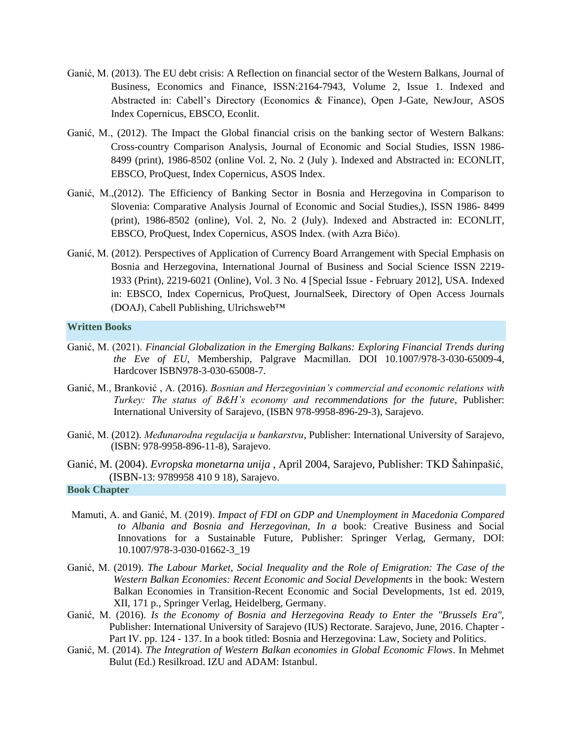Ganić, M. (2013). The EU debt crisis: A Reflection on financial sector of the Western Balkans, Journal of Business, Economics and Finance, ISSN:2164-7943, Volume 2, Issue 1. Indexed and Abstracted in: Cabell's Directory (Economics & Finance), Open J-Gate, NewJour, ASOS Index Copernicus, EBSCO, Econlit.

Ganić, M., (2012). The Impact the Global financial crisis on the banking sector of Western Balkans: Cross-country Comparison Analysis, Journal of Economic and Social Studies, ISSN 1986-8499 (print), 1986-8502 (online Vol. 2, No. 2 (July ). Indexed and Abstracted in: ECONLIT, EBSCO, ProQuest, Index Copernicus, ASOS Index.

Ganić, M.,(2012). The Efficiency of Banking Sector in Bosnia and Herzegovina in Comparison to Slovenia: Comparative Analysis Journal of Economic and Social Studies,), ISSN 1986- 8499 (print), 1986-8502 (online), Vol. 2, No. 2 (July). Indexed and Abstracted in: ECONLIT, EBSCO, ProQuest, Index Copernicus, ASOS Index. (with Azra Bićo).

Ganić, M. (2012). Perspectives of Application of Currency Board Arrangement with Special Emphasis on Bosnia and Herzegovina, International Journal of Business and Social Science ISSN 2219-1933 (Print), 2219-6021 (Online), Vol. 3 No. 4 [Special Issue - February 2012], USA. Indexed in: EBSCO, Index Copernicus, ProQuest, JournalSeek, Directory of Open Access Journals (DOAJ), Cabell Publishing, Ulrichsweb™

## Written Books

Ganić, M. (2021). *Financial Globalization in the Emerging Balkans: Exploring Financial Trends during the Eve of EU*, Membership, Palgrave Macmillan. DOI 10.1007/978-3-030-65009-4, Hardcover ISBN978-3-030-65008-7.

Ganić, M., Branković , A. (2016). *Bosnian and Herzegovinian's commercial and economic relations with Turkey: The status of B&H's economy and recommendations for the future*, Publisher: International University of Sarajevo, (ISBN 978-9958-896-29-3), Sarajevo.

Ganić, M. (2012). *Međunarodna regulacija u bankarstvu*, Publisher: International University of Sarajevo, (ISBN: 978-9958-896-11-8), Sarajevo.

Ganić, M. (2004). *Evropska monetarna unija* , April 2004, Sarajevo, Publisher: TKD Šahinpašić, (ISBN-13: 9789958 410 9 18), Sarajevo.

## Book Chapter

Mamuti, A. and Ganić, M. (2019). *Impact of FDI on GDP and Unemployment in Macedonia Compared to Albania and Bosnia and Herzegovinan, In a* book: Creative Business and Social Innovations for a Sustainable Future, Publisher: Springer Verlag, Germany, DOI: 10.1007/978-3-030-01662-3_19

Ganić, M. (2019). *The Labour Market, Social Inequality and the Role of Emigration: The Case of the Western Balkan Economies: Recent Economic and Social Developments* in the book: Western Balkan Economies in Transition-Recent Economic and Social Developments, 1st ed. 2019, XII, 171 p., Springer Verlag, Heidelberg, Germany.

Ganić, M. (2016). *Is the Economy of Bosnia and Herzegovina Ready to Enter the "Brussels Era",* Publisher: International University of Sarajevo (IUS) Rectorate. Sarajevo, June, 2016. Chapter - Part IV. pp. 124 - 137. In a book titled: Bosnia and Herzegovina: Law, Society and Politics.

Ganić, M. (2014). *The Integration of Western Balkan economies in Global Economic Flows*. In Mehmet Bulut (Ed.) Resilkroad. IZU and ADAM: Istanbul.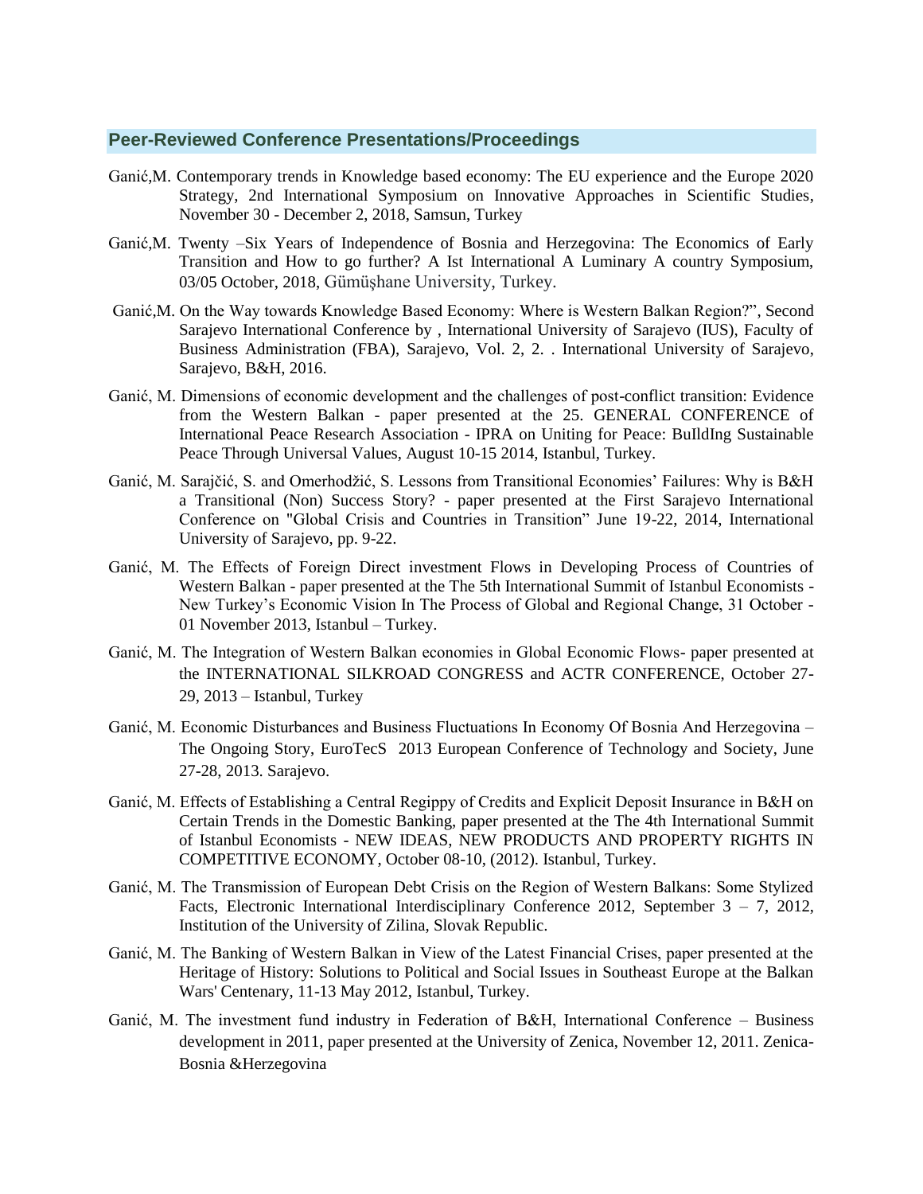## Peer-Reviewed Conference Presentations/Proceedings

Ganić,M. Contemporary trends in Knowledge based economy: The EU experience and the Europe 2020 Strategy, 2nd International Symposium on Innovative Approaches in Scientific Studies, November 30 - December 2, 2018, Samsun, Turkey

Ganić,M. Twenty –Six Years of Independence of Bosnia and Herzegovina: The Economics of Early Transition and How to go further? A Ist International A Luminary A country Symposium, 03/05 October, 2018, Gümüşhane University, Turkey.

Ganić,M. On the Way towards Knowledge Based Economy: Where is Western Balkan Region?", Second Sarajevo International Conference by , International University of Sarajevo (IUS), Faculty of Business Administration (FBA), Sarajevo, Vol. 2, 2. . International University of Sarajevo, Sarajevo, B&H, 2016.

Ganić, M. Dimensions of economic development and the challenges of post-conflict transition: Evidence from the Western Balkan - paper presented at the 25. GENERAL CONFERENCE of International Peace Research Association - IPRA on Uniting for Peace: BuIldIng Sustainable Peace Through Universal Values, August 10-15 2014, Istanbul, Turkey.

Ganić, M. Sarajčić, S. and Omerhodžić, S. Lessons from Transitional Economies' Failures: Why is B&H a Transitional (Non) Success Story? - paper presented at the First Sarajevo International Conference on "Global Crisis and Countries in Transition" June 19-22, 2014, International University of Sarajevo, pp. 9-22.

Ganić, M. The Effects of Foreign Direct investment Flows in Developing Process of Countries of Western Balkan - paper presented at the The 5th International Summit of Istanbul Economists - New Turkey's Economic Vision In The Process of Global and Regional Change, 31 October - 01 November 2013, Istanbul – Turkey.

Ganić, M. The Integration of Western Balkan economies in Global Economic Flows- paper presented at the INTERNATIONAL SILKROAD CONGRESS and ACTR CONFERENCE, October 27-29, 2013 – Istanbul, Turkey

Ganić, M. Economic Disturbances and Business Fluctuations In Economy Of Bosnia And Herzegovina – The Ongoing Story, EuroTecS 2013 European Conference of Technology and Society, June 27-28, 2013. Sarajevo.

Ganić, M. Effects of Establishing a Central Regippy of Credits and Explicit Deposit Insurance in B&H on Certain Trends in the Domestic Banking, paper presented at the The 4th International Summit of Istanbul Economists - NEW IDEAS, NEW PRODUCTS AND PROPERTY RIGHTS IN COMPETITIVE ECONOMY, October 08-10, (2012). Istanbul, Turkey.

Ganić, M. The Transmission of European Debt Crisis on the Region of Western Balkans: Some Stylized Facts, Electronic International Interdisciplinary Conference 2012, September 3 – 7, 2012, Institution of the University of Zilina, Slovak Republic.

Ganić, M. The Banking of Western Balkan in View of the Latest Financial Crises, paper presented at the Heritage of History: Solutions to Political and Social Issues in Southeast Europe at the Balkan Wars' Centenary, 11-13 May 2012, Istanbul, Turkey.

Ganić, M. The investment fund industry in Federation of B&H, International Conference – Business development in 2011, paper presented at the University of Zenica, November 12, 2011. Zenica-Bosnia &Herzegovina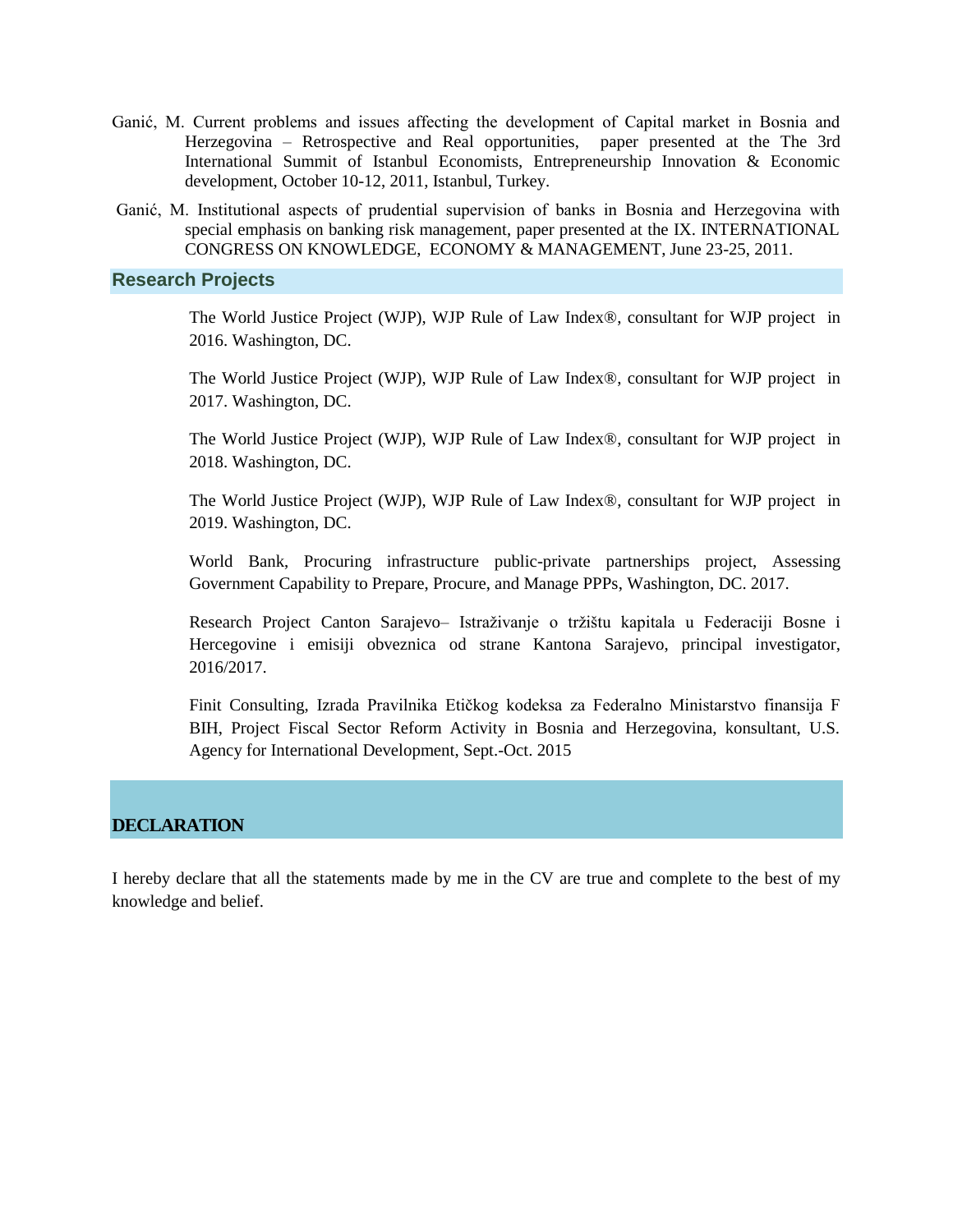Ganić, M. Current problems and issues affecting the development of Capital market in Bosnia and Herzegovina – Retrospective and Real opportunities, paper presented at the The 3rd International Summit of Istanbul Economists, Entrepreneurship Innovation & Economic development, October 10-12, 2011, Istanbul, Turkey.

Ganić, M. Institutional aspects of prudential supervision of banks in Bosnia and Herzegovina with special emphasis on banking risk management, paper presented at the IX. INTERNATIONAL CONGRESS ON KNOWLEDGE, ECONOMY & MANAGEMENT, June 23-25, 2011.

## Research Projects

The World Justice Project (WJP), WJP Rule of Law Index®, consultant for WJP project in 2016. Washington, DC.

The World Justice Project (WJP), WJP Rule of Law Index®, consultant for WJP project in 2017. Washington, DC.

The World Justice Project (WJP), WJP Rule of Law Index®, consultant for WJP project in 2018. Washington, DC.

The World Justice Project (WJP), WJP Rule of Law Index®, consultant for WJP project in 2019. Washington, DC.

World Bank, Procuring infrastructure public-private partnerships project, Assessing Government Capability to Prepare, Procure, and Manage PPPs, Washington, DC. 2017.

Research Project Canton Sarajevo– Istraživanje o tržištu kapitala u Federaciji Bosne i Hercegovine i emisiji obveznica od strane Kantona Sarajevo, principal investigator, 2016/2017.

Finit Consulting, Izrada Pravilnika Etičkog kodeksa za Federalno Ministarstvo finansija F BIH, Project Fiscal Sector Reform Activity in Bosnia and Herzegovina, konsultant, U.S. Agency for International Development, Sept.-Oct. 2015

## DECLARATION

I hereby declare that all the statements made by me in the CV are true and complete to the best of my knowledge and belief.